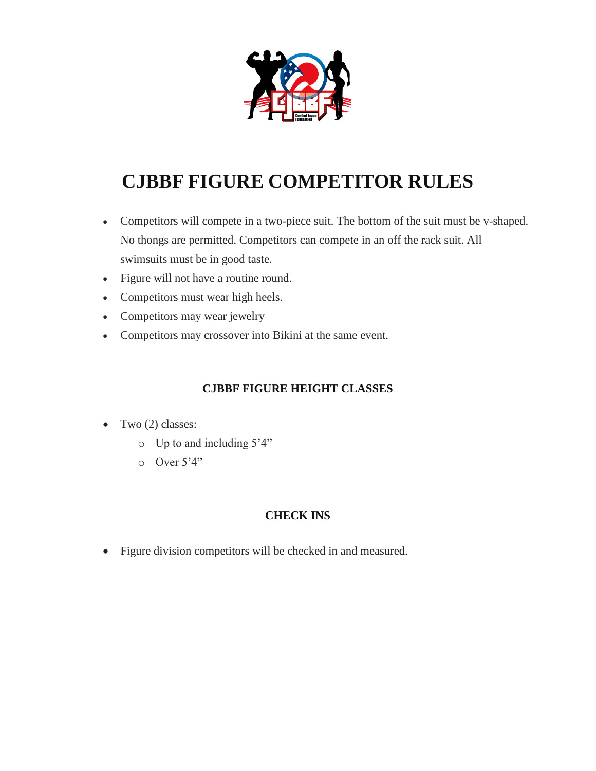# CJBBF FIGURE COMPETITOR RULES

- Competitors will compete in a two-piece suit. The bottom of the suit must be v-shaped. No thongs are permitted. Competitors can compete in an off the rack suit. All swimsuits must be in good taste.
- Figure will not have a routine round.
- Competitors must wear high heels.
- Competitors may wear jewelry
- Competitors may crossover into Bikini at the same event.

### CJBBF FIGURE HEIGHT CLASSES

- Two (2) classes:
  - Up to and including 5'4"
  - Over 5'4"

### CHECK INS

- Figure division competitors will be checked in and measured.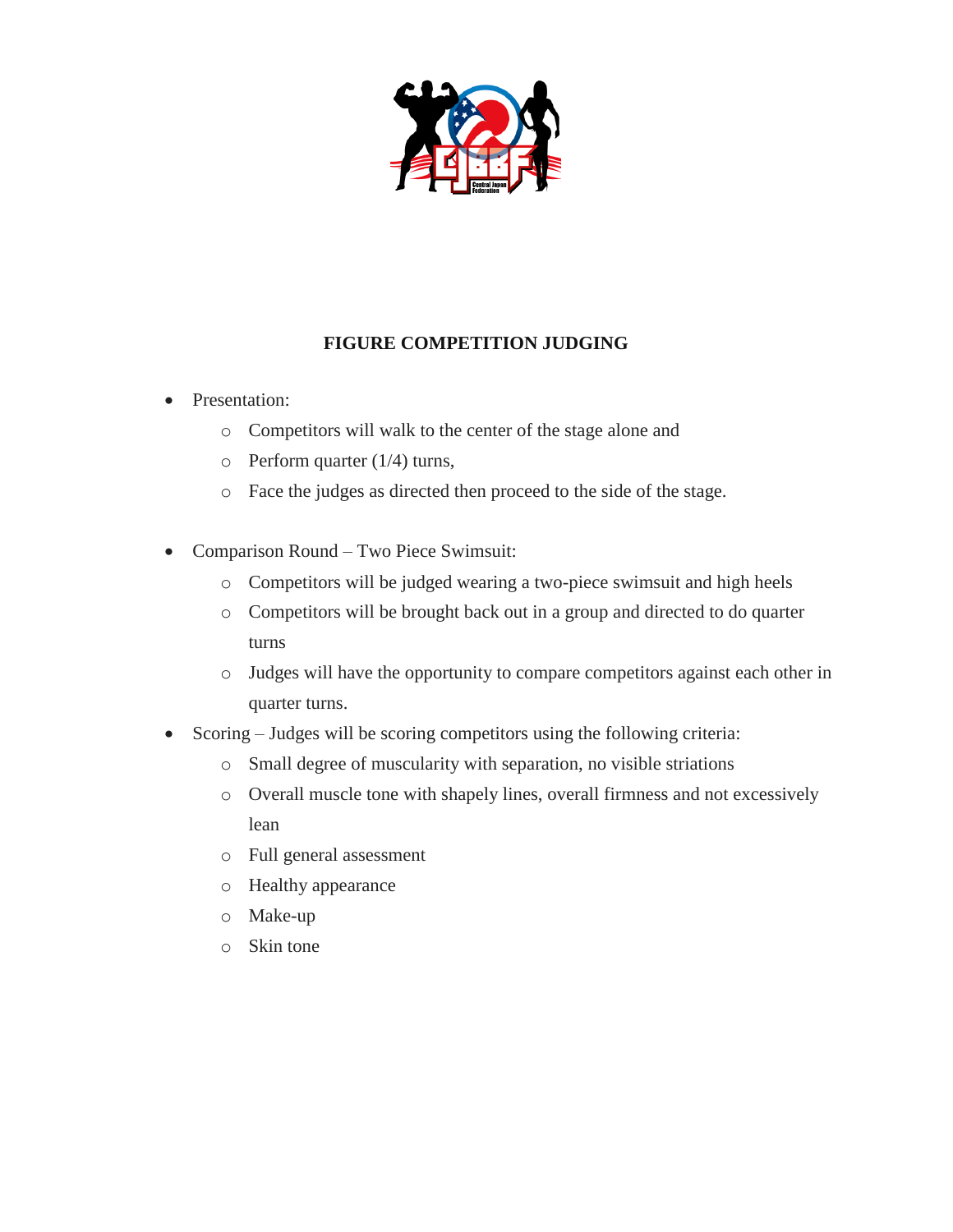## FIGURE COMPETITION JUDGING

- Presentation:
  - Competitors will walk to the center of the stage alone and
  - Perform quarter (1/4) turns,
  - Face the judges as directed then proceed to the side of the stage.

- Comparison Round – Two Piece Swimsuit:
  - Competitors will be judged wearing a two-piece swimsuit and high heels
  - Competitors will be brought back out in a group and directed to do quarter turns
  - Judges will have the opportunity to compare competitors against each other in quarter turns.
- Scoring – Judges will be scoring competitors using the following criteria:
  - Small degree of muscularity with separation, no visible striations
  - Overall muscle tone with shapely lines, overall firmness and not excessively lean
  - Full general assessment
  - Healthy appearance
  - Make-up
  - Skin tone